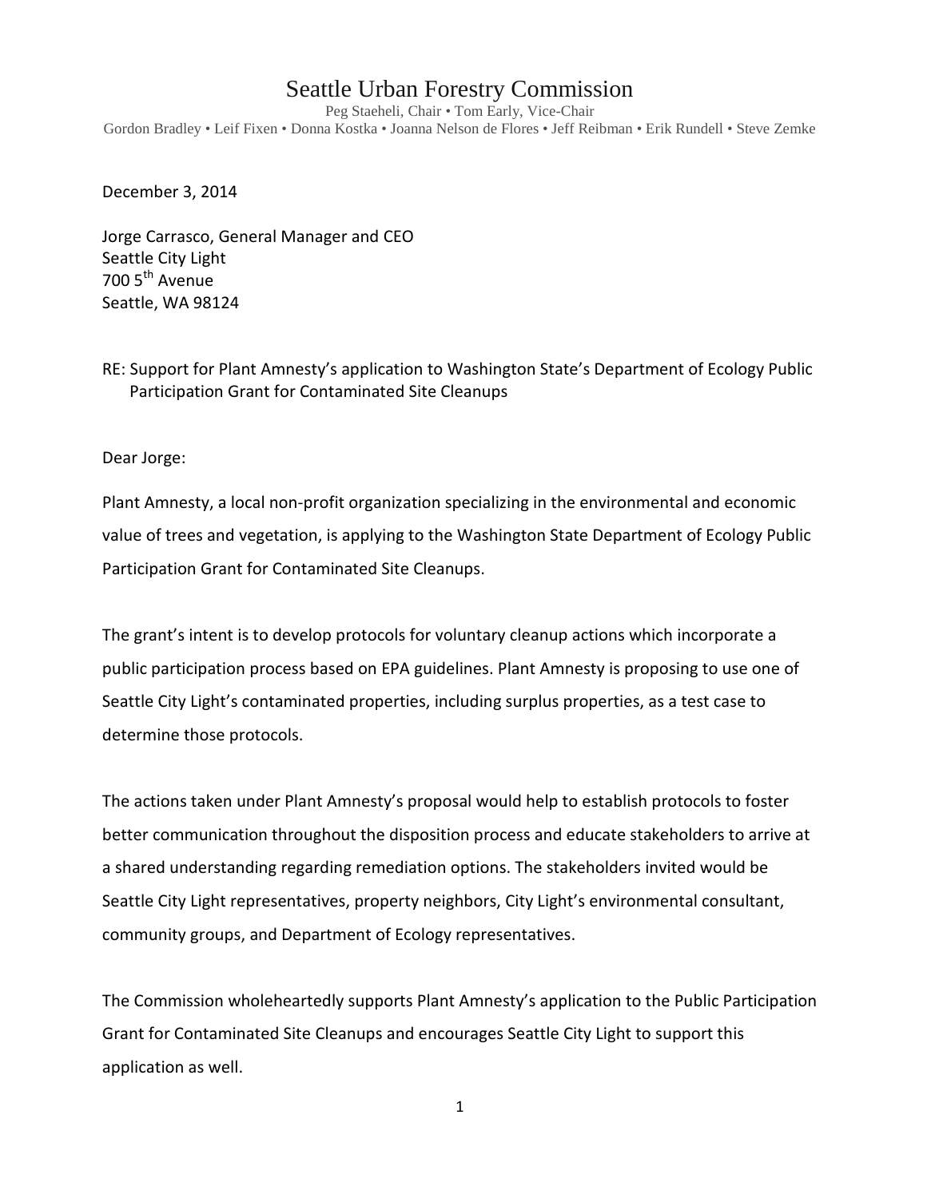# Seattle Urban Forestry Commission

Peg Staeheli, Chair • Tom Early, Vice-Chair
Gordon Bradley • Leif Fixen • Donna Kostka • Joanna Nelson de Flores • Jeff Reibman • Erik Rundell • Steve Zemke

December 3, 2014

Jorge Carrasco, General Manager and CEO
Seattle City Light
700 5th Avenue
Seattle, WA 98124

RE: Support for Plant Amnesty's application to Washington State's Department of Ecology Public Participation Grant for Contaminated Site Cleanups

Dear Jorge:

Plant Amnesty, a local non-profit organization specializing in the environmental and economic value of trees and vegetation, is applying to the Washington State Department of Ecology Public Participation Grant for Contaminated Site Cleanups.

The grant's intent is to develop protocols for voluntary cleanup actions which incorporate a public participation process based on EPA guidelines. Plant Amnesty is proposing to use one of Seattle City Light's contaminated properties, including surplus properties, as a test case to determine those protocols.

The actions taken under Plant Amnesty's proposal would help to establish protocols to foster better communication throughout the disposition process and educate stakeholders to arrive at a shared understanding regarding remediation options. The stakeholders invited would be Seattle City Light representatives, property neighbors, City Light's environmental consultant, community groups, and Department of Ecology representatives.

The Commission wholeheartedly supports Plant Amnesty's application to the Public Participation Grant for Contaminated Site Cleanups and encourages Seattle City Light to support this application as well.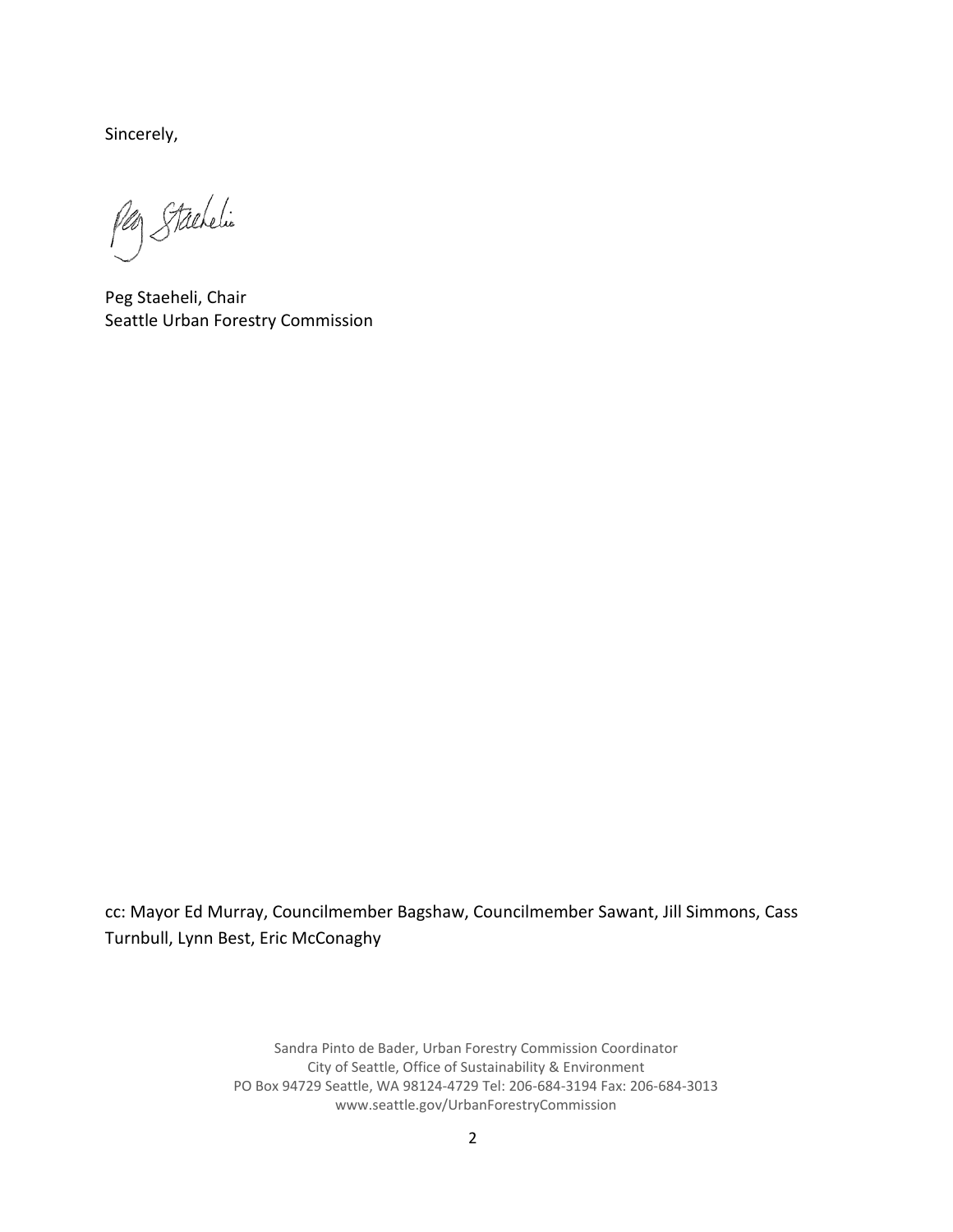Sincerely,

Peg Staeheli, Chair
Seattle Urban Forestry Commission

cc: Mayor Ed Murray, Councilmember Bagshaw, Councilmember Sawant, Jill Simmons, Cass Turnbull, Lynn Best, Eric McConaghy

Sandra Pinto de Bader, Urban Forestry Commission Coordinator
City of Seattle, Office of Sustainability & Environment
PO Box 94729 Seattle, WA 98124-4729 Tel: 206-684-3194 Fax: 206-684-3013
www.seattle.gov/UrbanForestryCommission